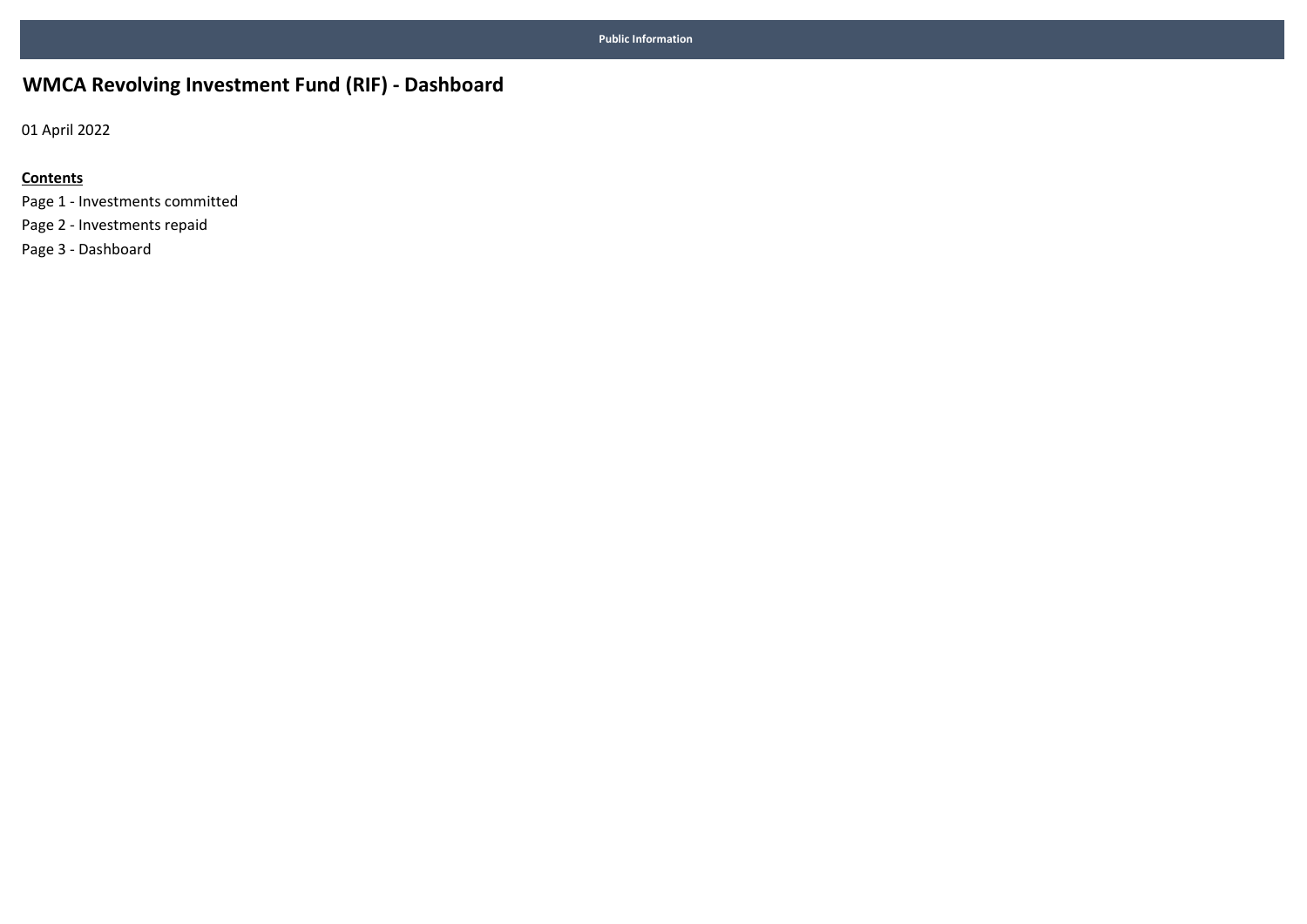Public Information

# WMCA Revolving Investment Fund (RIF) - Dashboard

01 April 2022

**Contents**

Page 1 - Investments committed
Page 2 - Investments repaid
Page 3 - Dashboard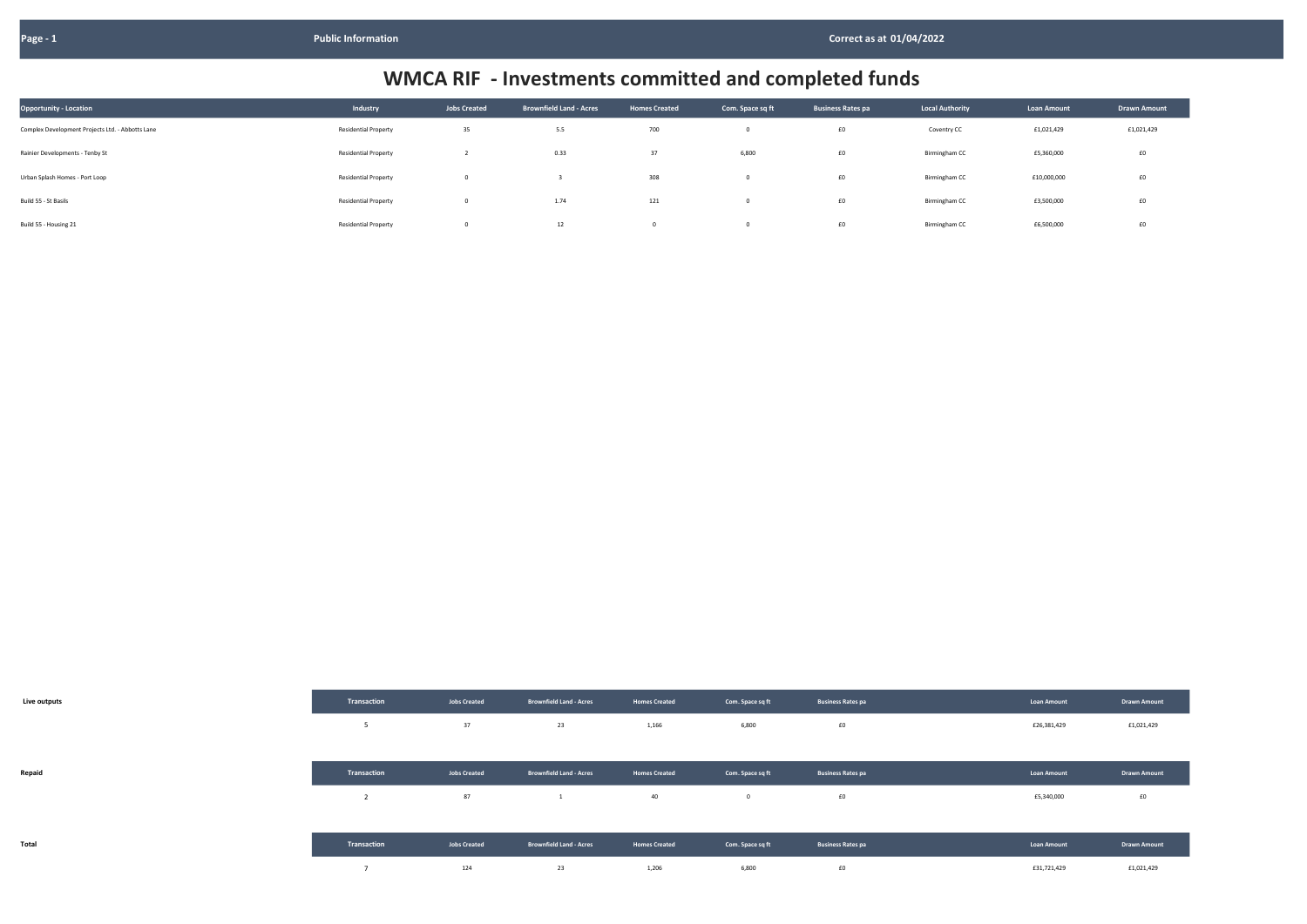Public Information

Correct as at 01/04/2022

# WMCA RIF - Investments committed and completed funds

| Opportunity - Location | Industry | Jobs Created | Brownfield Land - Acres | Homes Created | Com. Space sq ft | Business Rates pa | Local Authority | Loan Amount | Drawn Amount |
|---|---|---|---|---|---|---|---|---|---|
| Complex Development Projects Ltd. - Abbotts Lane | Residential Property | 35 | 5.5 | 700 | 0 | £0 | Coventry CC | £1,021,429 | £1,021,429 |
| Rainier Developments - Tenby St | Residential Property | 2 | 0.33 | 37 | 6,800 | £0 | Birmingham CC | £5,360,000 | £0 |
| Urban Splash Homes - Port Loop | Residential Property | 0 | 3 | 308 | 0 | £0 | Birmingham CC | £10,000,000 | £0 |
| Build 55 - St Basils | Residential Property | 0 | 1.74 | 121 | 0 | £0 | Birmingham CC | £3,500,000 | £0 |
| Build 55 - Housing 21 | Residential Property | 0 | 12 | 0 | 0 | £0 | Birmingham CC | £6,500,000 | £0 |

**Live outputs**

| Transaction | Jobs Created | Brownfield Land - Acres | Homes Created | Com. Space sq ft | Business Rates pa | Loan Amount | Drawn Amount |
|---|---|---|---|---|---|---|---|
| 5 | 37 | 23 | 1,166 | 6,800 | £0 | £26,381,429 | £1,021,429 |

**Repaid**

| Transaction | Jobs Created | Brownfield Land - Acres | Homes Created | Com. Space sq ft | Business Rates pa | Loan Amount | Drawn Amount |
|---|---|---|---|---|---|---|---|
| 2 | 87 | 1 | 40 | 0 | £0 | £5,340,000 | £0 |

**Total**

| Transaction | Jobs Created | Brownfield Land - Acres | Homes Created | Com. Space sq ft | Business Rates pa | Loan Amount | Drawn Amount |
|---|---|---|---|---|---|---|---|
| 7 | 124 | 23 | 1,206 | 6,800 | £0 | £31,721,429 | £1,021,429 |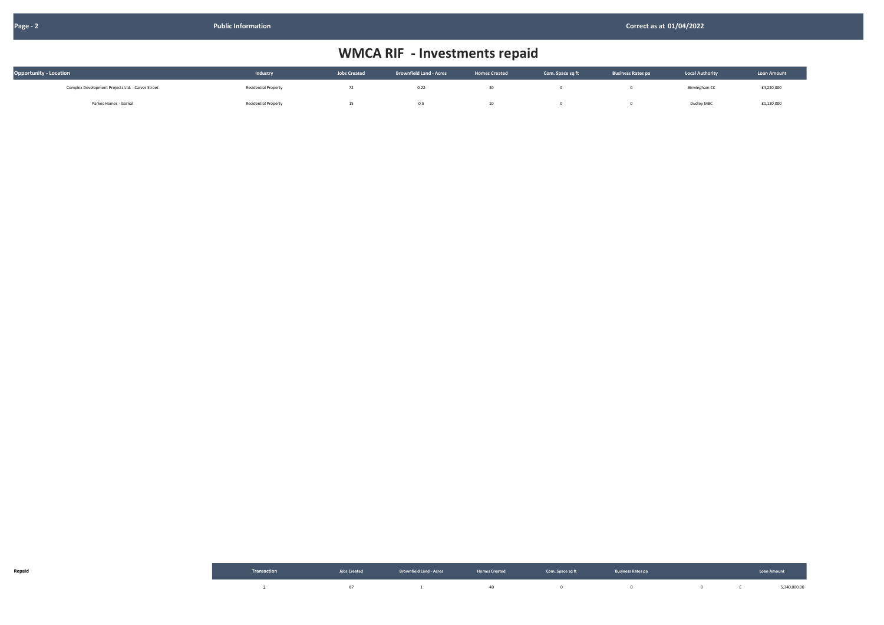# WMCA RIF - Investments repaid

| Opportunity - Location | Industry | Jobs Created | Brownfield Land - Acres | Homes Created | Com. Space sq ft | Business Rates pa | Local Authority | Loan Amount |
|---|---|---|---|---|---|---|---|---|
| Complex Development Projects Ltd. - Carver Street | Residential Property | 72 | 0.22 | 30 | 0 | 0 | Birmingham CC | £4,220,000 |
| Parkes Homes - Gornal | Residential Property | 15 | 0.5 | 10 | 0 | 0 | Dudley MBC | £1,120,000 |

| Repaid | Transaction | Jobs Created | Brownfield Land - Acres | Homes Created | Com. Space sq ft | Business Rates pa | | Loan Amount |
|---|---|---|---|---|---|---|---|---|
| | 2 | 87 | 1 | 40 | 0 | 0 | 0 | £ 5,340,000.00 |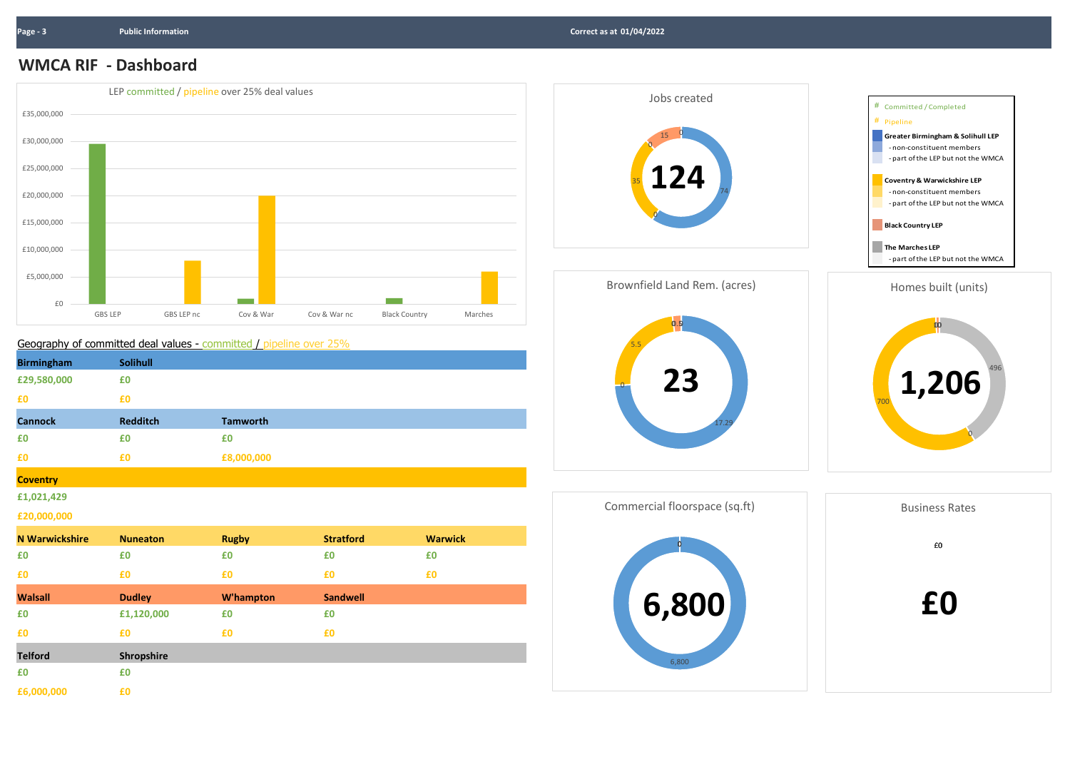Public Information

Correct as at 01/04/2022

# WMCA RIF - Dashboard

LEP committed / pipeline over 25% deal values

£35,000,000
£30,000,000
£25,000,000
£20,000,000
£15,000,000
£10,000,000
£5,000,000
£0

GBS LEP
GBS LEP nc
Cov & War
Cov & War nc
Black Country
Marches

## Geography of committed deal values - committed / pipeline over 25%

| Birmingham | Solihull | | | |
|---|---|---|---|---|
| £29,580,000 | £0 | | | |
| £0 | £0 | | | |
| **Cannock** | **Redditch** | **Tamworth** | | |
| £0 | £0 | £0 | | |
| £0 | £0 | £8,000,000 | | |
| **Coventry** | | | | |
| £1,021,429 | | | | |
| £20,000,000 | | | | |
| **N Warwickshire** | **Nuneaton** | **Rugby** | **Stratford** | **Warwick** |
| £0 | £0 | £0 | £0 | £0 |
| £0 | £0 | £0 | £0 | £0 |
| **Walsall** | **Dudley** | **W'hampton** | **Sandwell** | |
| £0 | £1,120,000 | £0 | £0 | |
| £0 | £0 | £0 | £0 | |
| **Telford** | **Shropshire** | | | |
| £0 | £0 | | | |
| £6,000,000 | £0 | | | |

Jobs created

124

74
0
35
15
0

# Committed / Completed
# Pipeline
Greater Birmingham & Solihull LEP
- non-constituent members
- part of the LEP but not the WMCA
Coventry & Warwickshire LEP
- non-constituent members
- part of the LEP but not the WMCA
Black Country LEP
The Marches LEP
- part of the LEP but not the WMCA

Brownfield Land Rem. (acres)

23

17.29
0
5.5
0.5

Homes built (units)

1,206

496
0
700
10

Commercial floorspace (sq.ft)

6,800

6,800
0

Business Rates

£0

£0